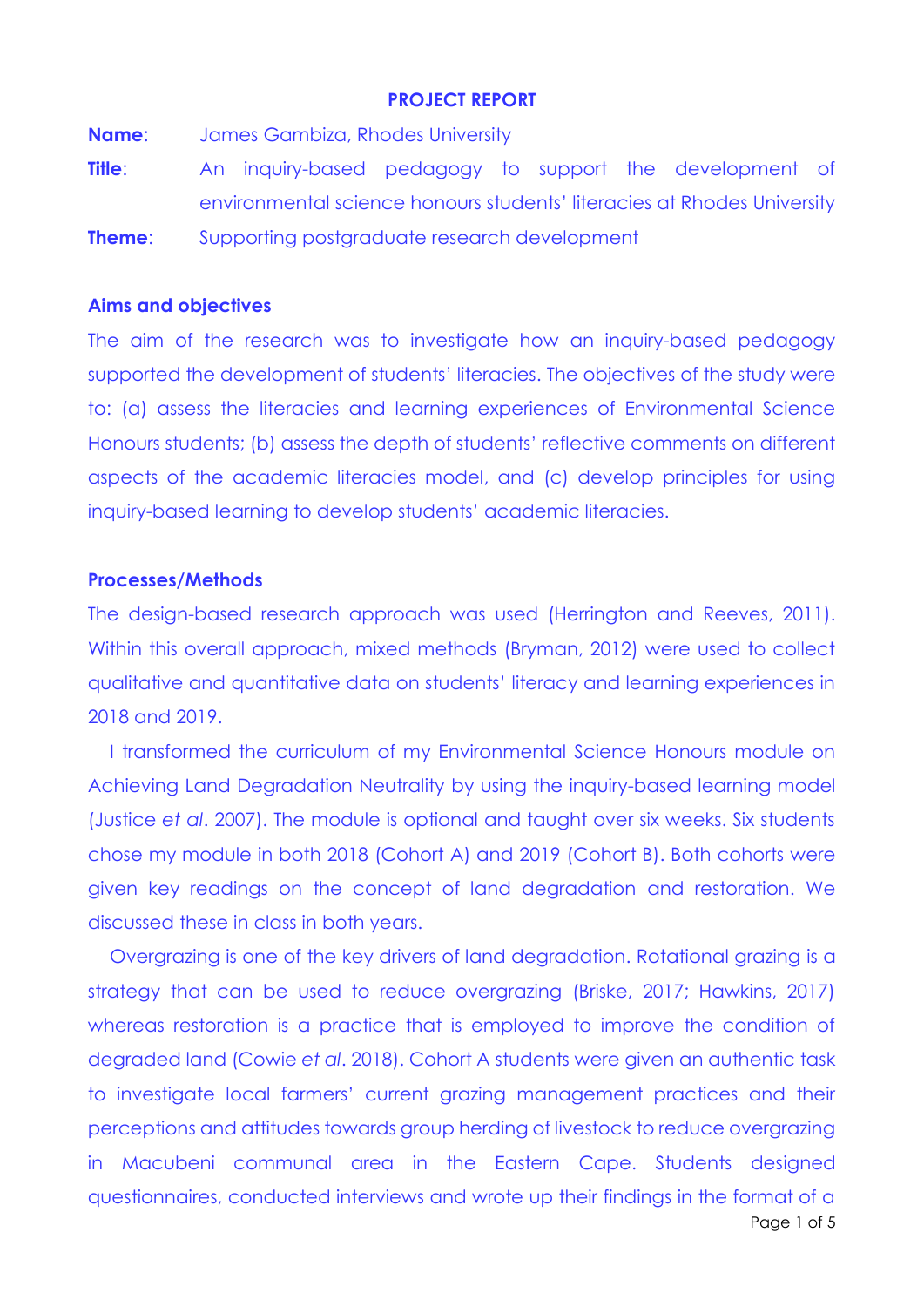**PROJECT REPORT**

**Name**: James Gambiza, Rhodes University

**Title**: An inquiry-based pedagogy to support the development of environmental science honours students' literacies at Rhodes University

**Theme**: Supporting postgraduate research development

## Aims and objectives

The aim of the research was to investigate how an inquiry-based pedagogy supported the development of students' literacies. The objectives of the study were to: (a) assess the literacies and learning experiences of Environmental Science Honours students; (b) assess the depth of students' reflective comments on different aspects of the academic literacies model, and (c) develop principles for using inquiry-based learning to develop students' academic literacies.

## Processes/Methods

The design-based research approach was used (Herrington and Reeves, 2011). Within this overall approach, mixed methods (Bryman, 2012) were used to collect qualitative and quantitative data on students' literacy and learning experiences in 2018 and 2019.

I transformed the curriculum of my Environmental Science Honours module on Achieving Land Degradation Neutrality by using the inquiry-based learning model (Justice *et al*. 2007). The module is optional and taught over six weeks. Six students chose my module in both 2018 (Cohort A) and 2019 (Cohort B). Both cohorts were given key readings on the concept of land degradation and restoration. We discussed these in class in both years.

Overgrazing is one of the key drivers of land degradation. Rotational grazing is a strategy that can be used to reduce overgrazing (Briske, 2017; Hawkins, 2017) whereas restoration is a practice that is employed to improve the condition of degraded land (Cowie *et al*. 2018). Cohort A students were given an authentic task to investigate local farmers' current grazing management practices and their perceptions and attitudes towards group herding of livestock to reduce overgrazing in Macubeni communal area in the Eastern Cape. Students designed questionnaires, conducted interviews and wrote up their findings in the format of a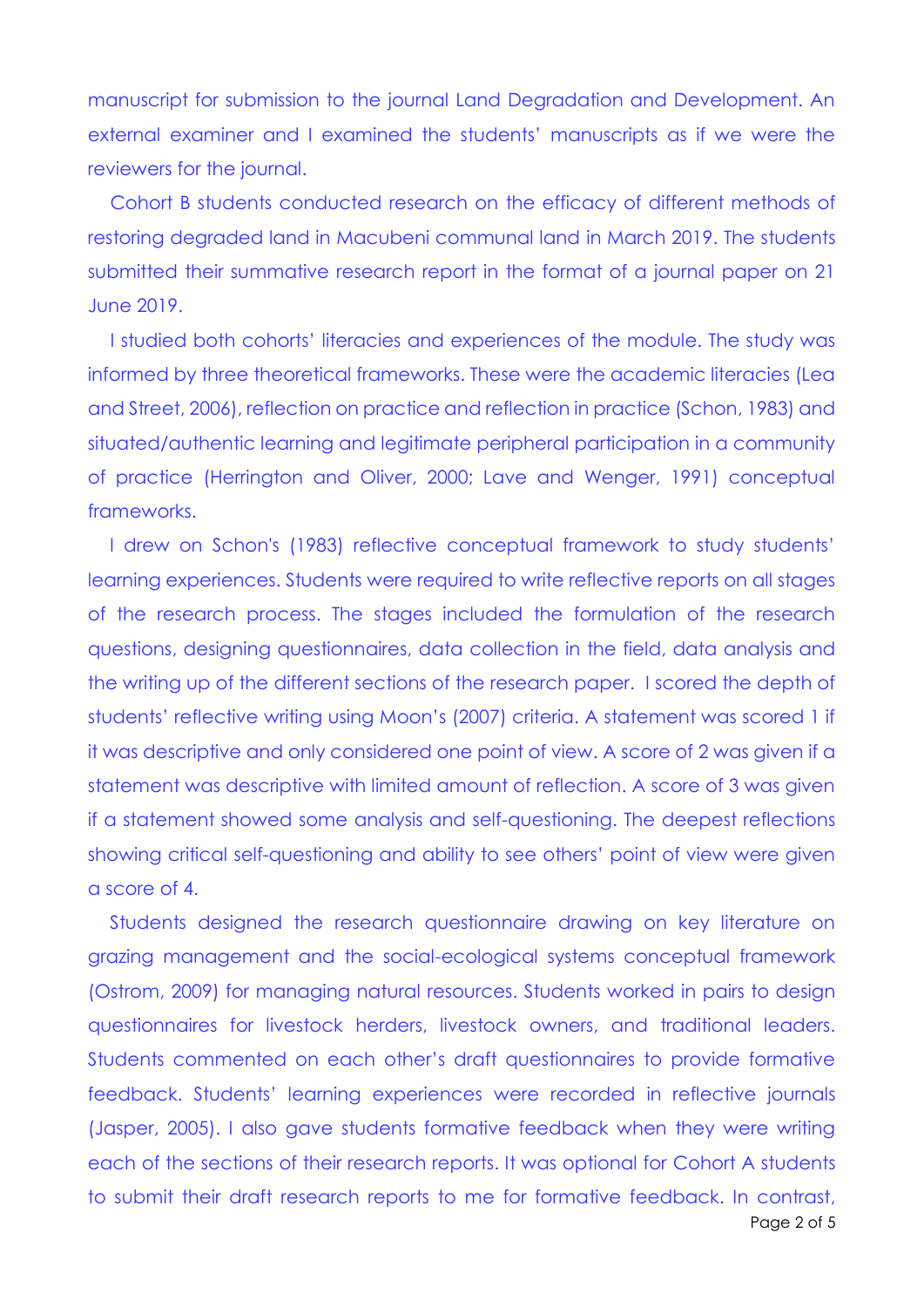manuscript for submission to the journal Land Degradation and Development. An external examiner and I examined the students' manuscripts as if we were the reviewers for the journal.

Cohort B students conducted research on the efficacy of different methods of restoring degraded land in Macubeni communal land in March 2019. The students submitted their summative research report in the format of a journal paper on 21 June 2019.

I studied both cohorts' literacies and experiences of the module. The study was informed by three theoretical frameworks. These were the academic literacies (Lea and Street, 2006), reflection on practice and reflection in practice (Schon, 1983) and situated/authentic learning and legitimate peripheral participation in a community of practice (Herrington and Oliver, 2000; Lave and Wenger, 1991) conceptual frameworks.

I drew on Schon's (1983) reflective conceptual framework to study students' learning experiences. Students were required to write reflective reports on all stages of the research process. The stages included the formulation of the research questions, designing questionnaires, data collection in the field, data analysis and the writing up of the different sections of the research paper. I scored the depth of students' reflective writing using Moon's (2007) criteria. A statement was scored 1 if it was descriptive and only considered one point of view. A score of 2 was given if a statement was descriptive with limited amount of reflection. A score of 3 was given if a statement showed some analysis and self-questioning. The deepest reflections showing critical self-questioning and ability to see others' point of view were given a score of 4.

Students designed the research questionnaire drawing on key literature on grazing management and the social-ecological systems conceptual framework (Ostrom, 2009) for managing natural resources. Students worked in pairs to design questionnaires for livestock herders, livestock owners, and traditional leaders. Students commented on each other's draft questionnaires to provide formative feedback. Students' learning experiences were recorded in reflective journals (Jasper, 2005). I also gave students formative feedback when they were writing each of the sections of their research reports. It was optional for Cohort A students to submit their draft research reports to me for formative feedback. In contrast,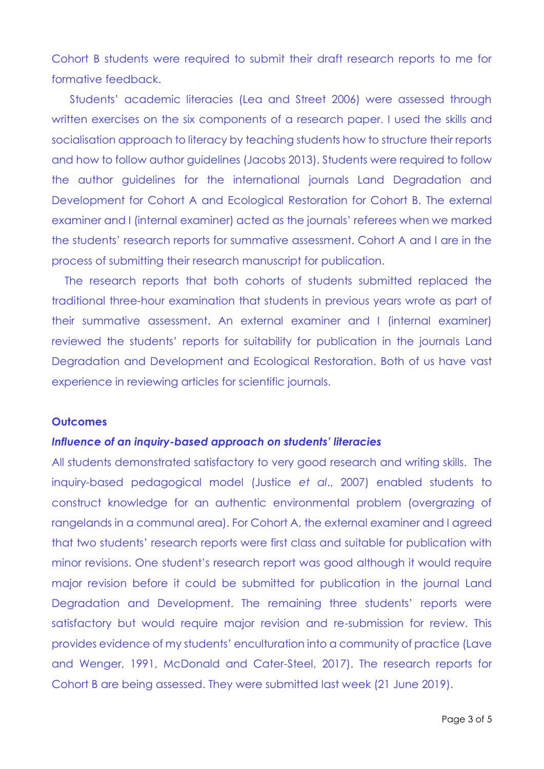Cohort B students were required to submit their draft research reports to me for formative feedback.

Students' academic literacies (Lea and Street 2006) were assessed through written exercises on the six components of a research paper. I used the skills and socialisation approach to literacy by teaching students how to structure their reports and how to follow author guidelines (Jacobs 2013). Students were required to follow the author guidelines for the international journals Land Degradation and Development for Cohort A and Ecological Restoration for Cohort B. The external examiner and I (internal examiner) acted as the journals' referees when we marked the students' research reports for summative assessment. Cohort A and I are in the process of submitting their research manuscript for publication.

The research reports that both cohorts of students submitted replaced the traditional three-hour examination that students in previous years wrote as part of their summative assessment. An external examiner and I (internal examiner) reviewed the students' reports for suitability for publication in the journals Land Degradation and Development and Ecological Restoration. Both of us have vast experience in reviewing articles for scientific journals.

**Outcomes**

***Influence of an inquiry-based approach on students' literacies***

All students demonstrated satisfactory to very good research and writing skills. The inquiry-based pedagogical model (Justice *et al*., 2007) enabled students to construct knowledge for an authentic environmental problem (overgrazing of rangelands in a communal area). For Cohort A, the external examiner and I agreed that two students' research reports were first class and suitable for publication with minor revisions. One student's research report was good although it would require major revision before it could be submitted for publication in the journal Land Degradation and Development. The remaining three students' reports were satisfactory but would require major revision and re-submission for review. This provides evidence of my students' enculturation into a community of practice (Lave and Wenger, 1991, McDonald and Cater-Steel, 2017). The research reports for Cohort B are being assessed. They were submitted last week (21 June 2019).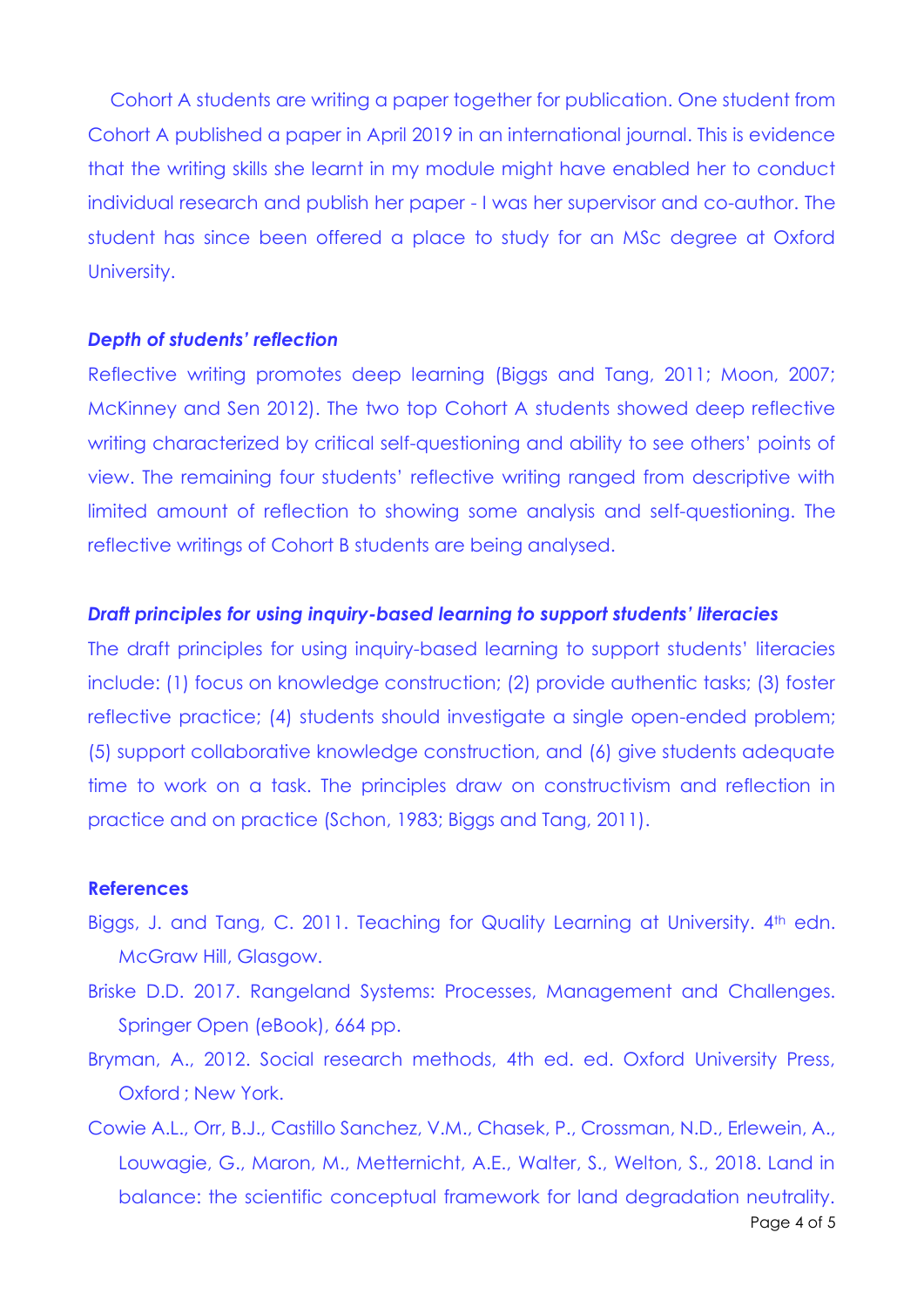Cohort A students are writing a paper together for publication. One student from Cohort A published a paper in April 2019 in an international journal. This is evidence that the writing skills she learnt in my module might have enabled her to conduct individual research and publish her paper - I was her supervisor and co-author. The student has since been offered a place to study for an MSc degree at Oxford University.

### *Depth of students' reflection*

Reflective writing promotes deep learning (Biggs and Tang, 2011; Moon, 2007; McKinney and Sen 2012). The two top Cohort A students showed deep reflective writing characterized by critical self-questioning and ability to see others' points of view. The remaining four students' reflective writing ranged from descriptive with limited amount of reflection to showing some analysis and self-questioning. The reflective writings of Cohort B students are being analysed.

### *Draft principles for using inquiry-based learning to support students' literacies*

The draft principles for using inquiry-based learning to support students' literacies include: (1) focus on knowledge construction; (2) provide authentic tasks; (3) foster reflective practice; (4) students should investigate a single open-ended problem; (5) support collaborative knowledge construction, and (6) give students adequate time to work on a task. The principles draw on constructivism and reflection in practice and on practice (Schon, 1983; Biggs and Tang, 2011).

### References

Biggs, J. and Tang, C. 2011. Teaching for Quality Learning at University. 4th edn. McGraw Hill, Glasgow.

Briske D.D. 2017. Rangeland Systems: Processes, Management and Challenges. Springer Open (eBook), 664 pp.

Bryman, A., 2012. Social research methods, 4th ed. ed. Oxford University Press, Oxford ; New York.

Cowie A.L., Orr, B.J., Castillo Sanchez, V.M., Chasek, P., Crossman, N.D., Erlewein, A., Louwagie, G., Maron, M., Metternicht, A.E., Walter, S., Welton, S., 2018. Land in balance: the scientific conceptual framework for land degradation neutrality.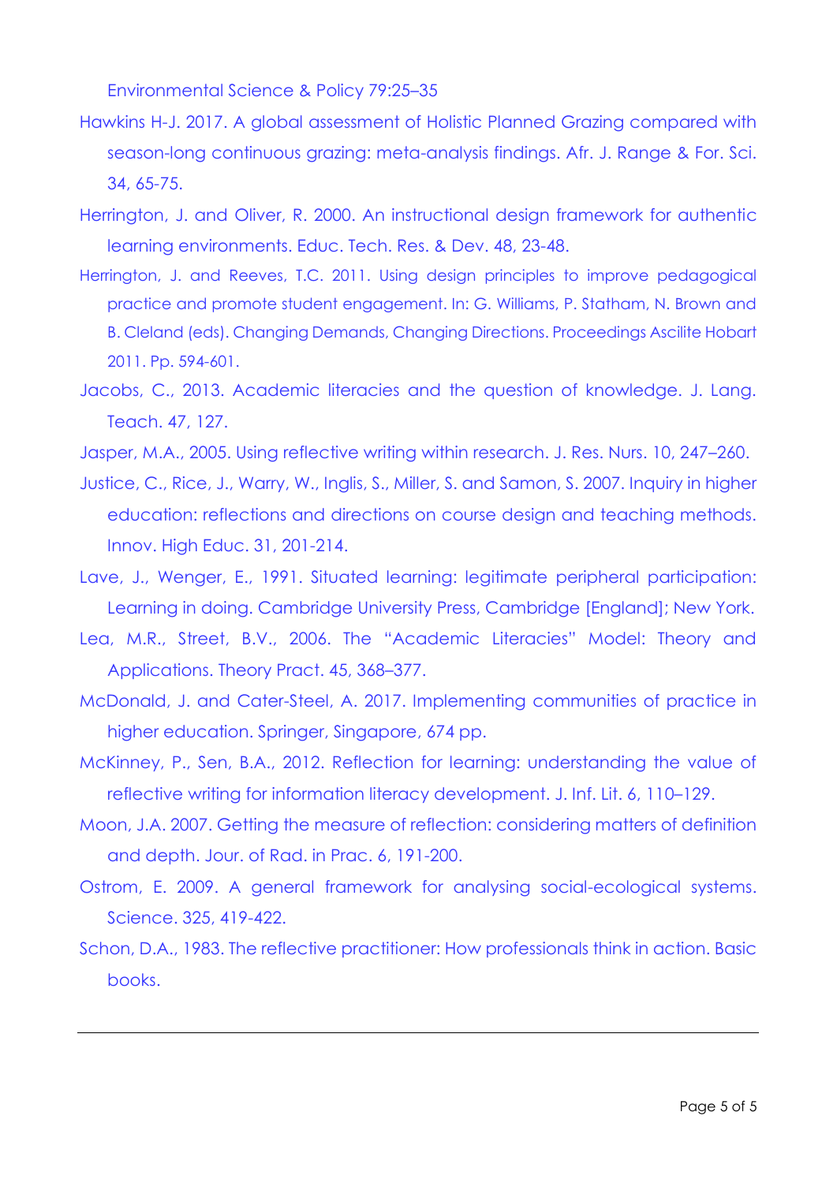Environmental Science & Policy 79:25–35

Hawkins H-J. 2017. A global assessment of Holistic Planned Grazing compared with season-long continuous grazing: meta-analysis findings. Afr. J. Range & For. Sci. 34, 65-75.

Herrington, J. and Oliver, R. 2000. An instructional design framework for authentic learning environments. Educ. Tech. Res. & Dev. 48, 23-48.

Herrington, J. and Reeves, T.C. 2011. Using design principles to improve pedagogical practice and promote student engagement. In: G. Williams, P. Statham, N. Brown and B. Cleland (eds). Changing Demands, Changing Directions. Proceedings Ascilite Hobart 2011. Pp. 594-601.

Jacobs, C., 2013. Academic literacies and the question of knowledge. J. Lang. Teach. 47, 127.

Jasper, M.A., 2005. Using reflective writing within research. J. Res. Nurs. 10, 247–260.

Justice, C., Rice, J., Warry, W., Inglis, S., Miller, S. and Samon, S. 2007. Inquiry in higher education: reflections and directions on course design and teaching methods. Innov. High Educ. 31, 201-214.

Lave, J., Wenger, E., 1991. Situated learning: legitimate peripheral participation: Learning in doing. Cambridge University Press, Cambridge [England]; New York.

Lea, M.R., Street, B.V., 2006. The "Academic Literacies" Model: Theory and Applications. Theory Pract. 45, 368–377.

McDonald, J. and Cater-Steel, A. 2017. Implementing communities of practice in higher education. Springer, Singapore, 674 pp.

McKinney, P., Sen, B.A., 2012. Reflection for learning: understanding the value of reflective writing for information literacy development. J. Inf. Lit. 6, 110–129.

Moon, J.A. 2007. Getting the measure of reflection: considering matters of definition and depth. Jour. of Rad. in Prac. 6, 191-200.

Ostrom, E. 2009. A general framework for analysing social-ecological systems. Science. 325, 419-422.

Schon, D.A., 1983. The reflective practitioner: How professionals think in action. Basic books.